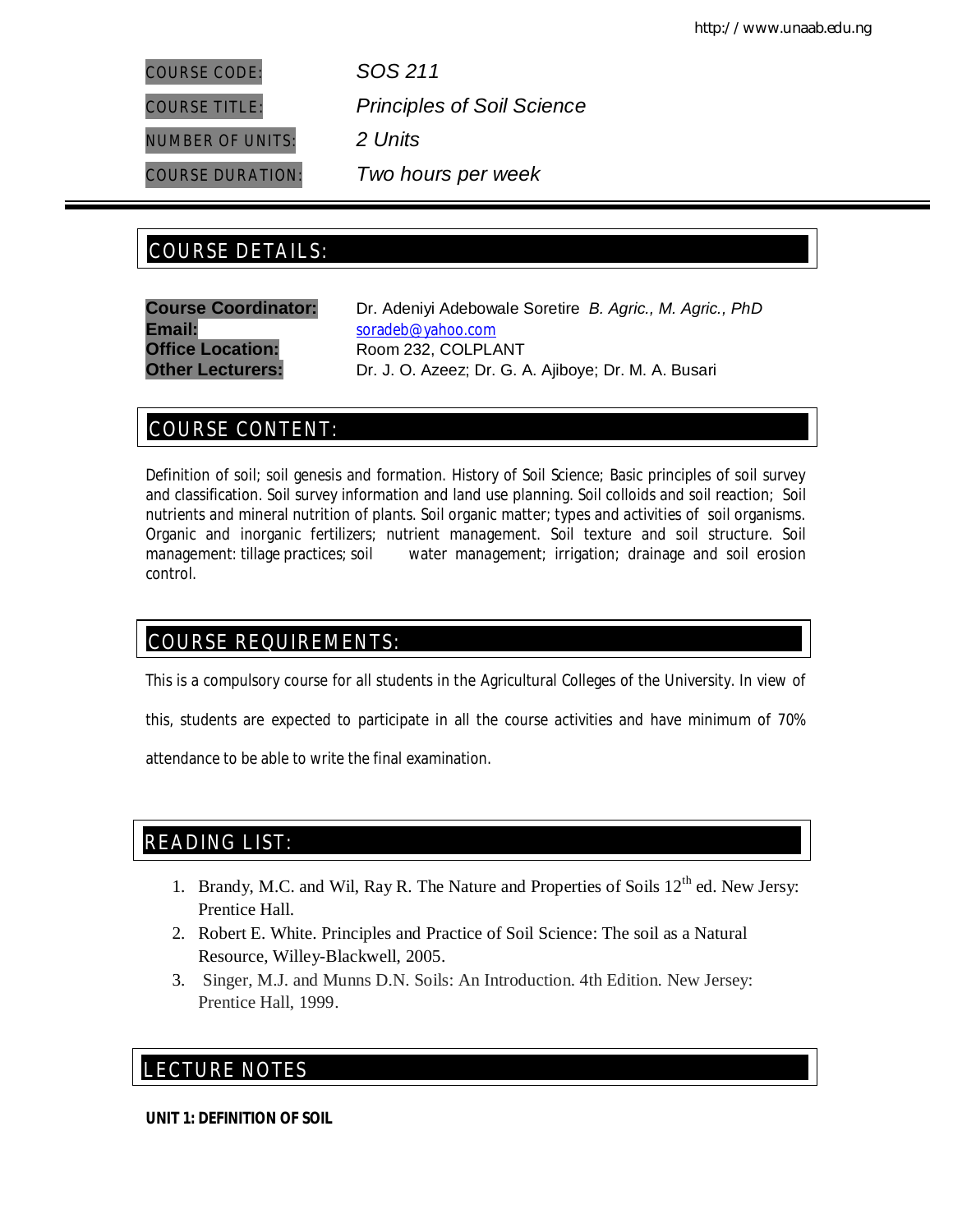| | |
|---|---|
| COURSE CODE: | *SOS 211* |
| COURSE TITLE: | *Principles of Soil Science* |
| NUMBER OF UNITS: | *2 Units* |
| COURSE DURATION: | *Two hours per week* |

## COURSE DETAILS:

**Course Coordinator:** Dr. Adeniyi Adebowale Soretire *B. Agric., M. Agric., PhD*
**Email:** soradeb@yahoo.com
**Office Location:** Room 232, COLPLANT
**Other Lecturers:** Dr. J. O. Azeez; Dr. G. A. Ajiboye; Dr. M. A. Busari

## COURSE CONTENT:

Definition of soil; soil genesis and formation. History of Soil Science; Basic principles of soil survey and classification. Soil survey information and land use planning. Soil colloids and soil reaction; Soil nutrients and mineral nutrition of plants. Soil organic matter; types and activities of soil organisms. Organic and inorganic fertilizers; nutrient management. Soil texture and soil structure. Soil management: tillage practices; soil water management; irrigation; drainage and soil erosion control.

## COURSE REQUIREMENTS:

This is a compulsory course for all students in the Agricultural Colleges of the University. In view of this, students are expected to participate in all the course activities and have minimum of 70% attendance to be able to write the final examination.

## READING LIST:

1. Brandy, M.C. and Wil, Ray R. The Nature and Properties of Soils 12th ed. New Jersy: Prentice Hall.
2. Robert E. White. Principles and Practice of Soil Science: The soil as a Natural Resource, Willey-Blackwell, 2005.
3. Singer, M.J. and Munns D.N. Soils: An Introduction. 4th Edition. New Jersey: Prentice Hall, 1999.

## LECTURE NOTES

**UNIT 1: DEFINITION OF SOIL**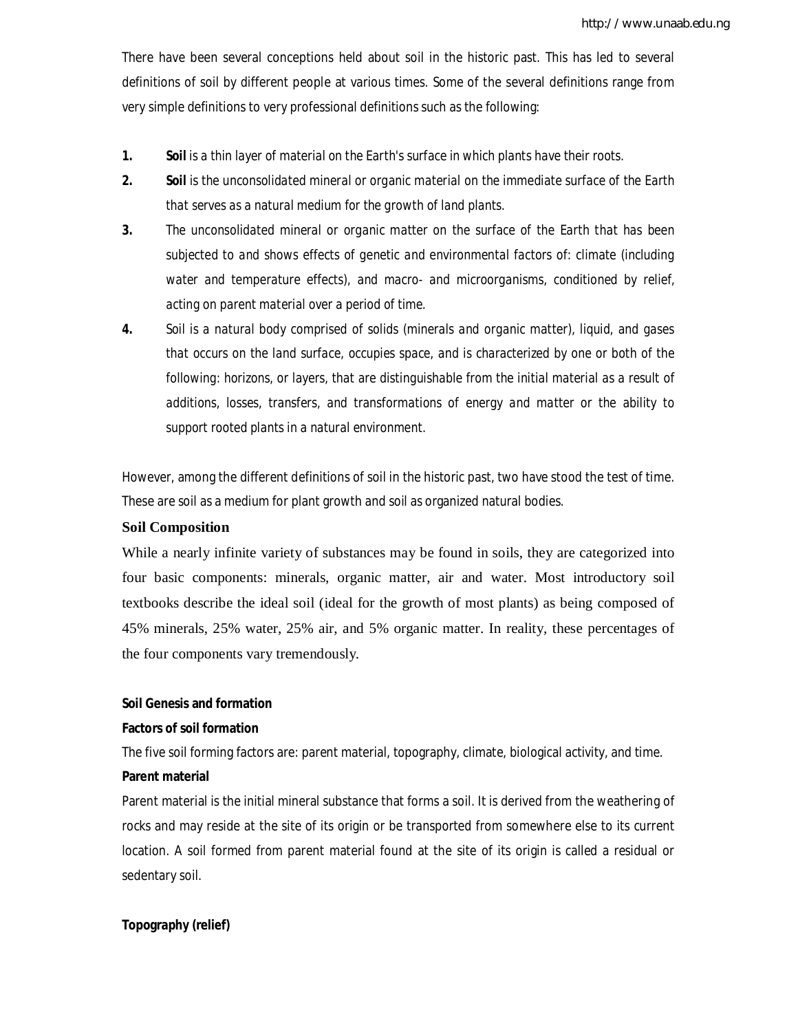There have been several conceptions held about soil in the historic past. This has led to several definitions of soil by different people at various times. Some of the several definitions range from very simple definitions to very professional definitions such as the following:

1. **Soil** is a thin layer of material on the Earth's surface in which plants have their roots.
2. **Soil** is the unconsolidated mineral or organic material on the immediate surface of the Earth that serves as a natural medium for the growth of land plants.
3. The unconsolidated mineral or organic matter on the surface of the Earth that has been subjected to and shows effects of genetic and environmental factors of: climate (including water and temperature effects), and macro- and microorganisms, conditioned by relief, acting on parent material over a period of time.
4. Soil is a natural body comprised of solids (minerals and organic matter), liquid, and gases that occurs on the land surface, occupies space, and is characterized by one or both of the following: horizons, or layers, that are distinguishable from the initial material as a result of additions, losses, transfers, and transformations of energy and matter or the ability to support rooted plants in a natural environment.

However, among the different definitions of soil in the historic past, two have stood the test of time. These are soil as a medium for plant growth and soil as organized natural bodies.

### Soil Composition

While a nearly infinite variety of substances may be found in soils, they are categorized into four basic components: minerals, organic matter, air and water. Most introductory soil textbooks describe the ideal soil (ideal for the growth of most plants) as being composed of 45% minerals, 25% water, 25% air, and 5% organic matter. In reality, these percentages of the four components vary tremendously.

### Soil Genesis and formation

#### Factors of soil formation

The five soil forming factors are: parent material, topography, climate, biological activity, and time.

#### Parent material

Parent material is the initial mineral substance that forms a soil. It is derived from the weathering of rocks and may reside at the site of its origin or be transported from somewhere else to its current location. A soil formed from parent material found at the site of its origin is called a residual or sedentary soil.

#### Topography (relief)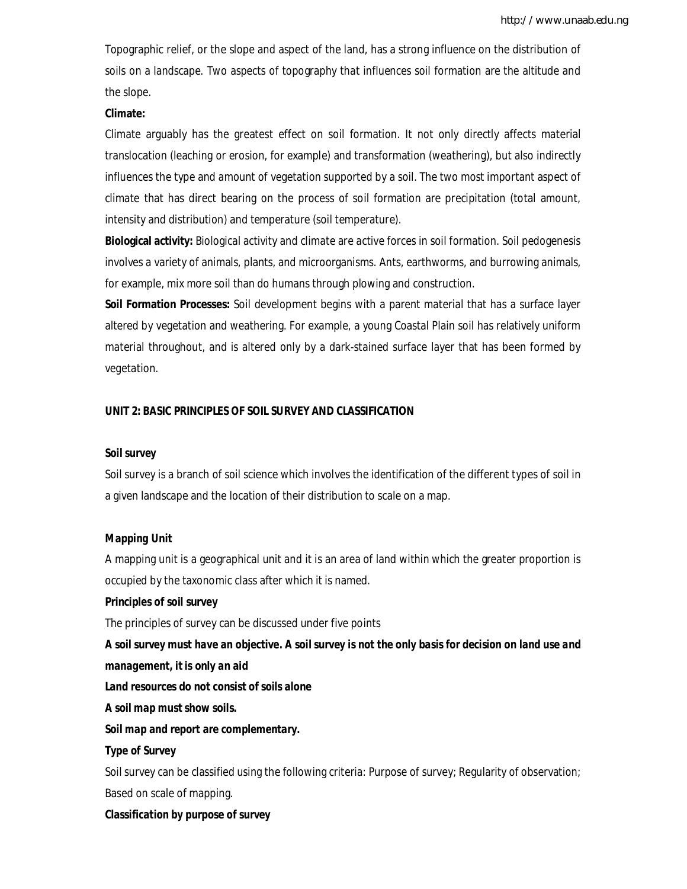Topographic relief, or the slope and aspect of the land, has a strong influence on the distribution of soils on a landscape. Two aspects of topography that influences soil formation are the altitude and the slope.

**Climate:**

Climate arguably has the greatest effect on soil formation. It not only directly affects material translocation (leaching or erosion, for example) and transformation (weathering), but also indirectly influences the type and amount of vegetation supported by a soil. The two most important aspect of climate that has direct bearing on the process of soil formation are precipitation (total amount, intensity and distribution) and temperature (soil temperature).

**Biological activity:** Biological activity and climate are active forces in soil formation. Soil pedogenesis involves a variety of animals, plants, and microorganisms. Ants, earthworms, and burrowing animals, for example, mix more soil than do humans through plowing and construction.

**Soil Formation Processes:** Soil development begins with a parent material that has a surface layer altered by vegetation and weathering. For example, a young Coastal Plain soil has relatively uniform material throughout, and is altered only by a dark-stained surface layer that has been formed by vegetation.

## UNIT 2: BASIC PRINCIPLES OF SOIL SURVEY AND CLASSIFICATION

**Soil survey**

Soil survey is a branch of soil science which involves the identification of the different types of soil in a given landscape and the location of their distribution to scale on a map.

***Mapping Unit***

A mapping unit is a geographical unit and it is an area of land within which the greater proportion is occupied by the taxonomic class after which it is named.

***Principles of soil survey***

The principles of survey can be discussed under five points

***A soil survey must have an objective. A soil survey is not the only basis for decision on land use and management, it is only an aid***

***Land resources do not consist of soils alone***

***A soil map must show soils.***

***Soil map and report are complementary.***

***Type of Survey***

Soil survey can be classified using the following criteria: Purpose of survey; Regularity of observation; Based on scale of mapping.

***Classification by purpose of survey***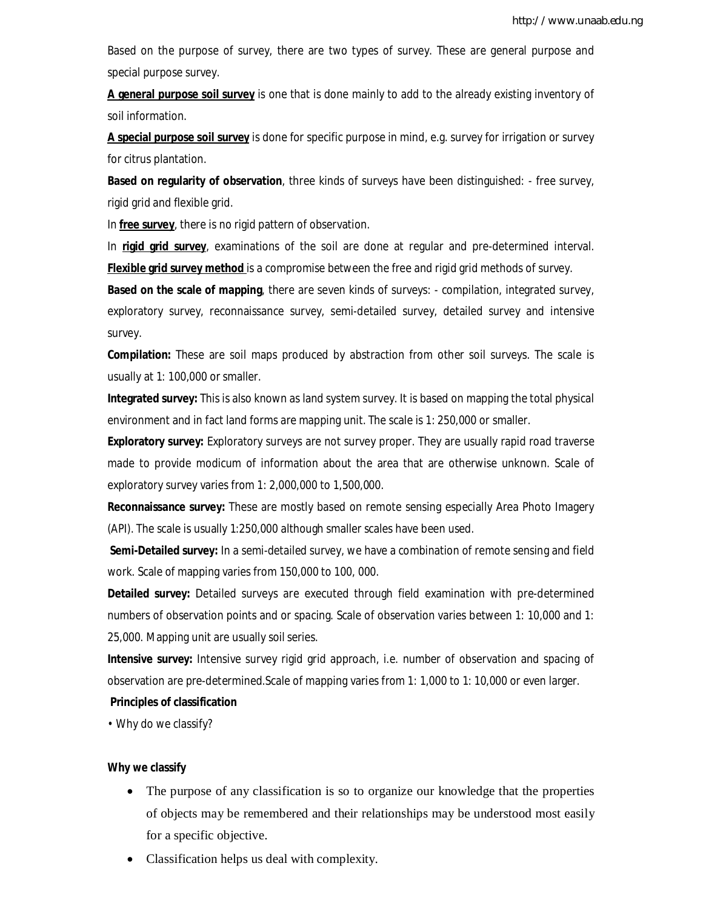Based on the purpose of survey, there are two types of survey. These are general purpose and special purpose survey.

**A general purpose soil survey** is one that is done mainly to add to the already existing inventory of soil information.

**A special purpose soil survey** is done for specific purpose in mind, e.g. survey for irrigation or survey for citrus plantation.

**Based on regularity of observation**, three kinds of surveys have been distinguished: - free survey, rigid grid and flexible grid.

In **free survey**, there is no rigid pattern of observation.

In **rigid grid survey**, examinations of the soil are done at regular and pre-determined interval. **Flexible grid survey method** is a compromise between the free and rigid grid methods of survey.

**Based on the scale of mapping**, there are seven kinds of surveys: - compilation, integrated survey, exploratory survey, reconnaissance survey, semi-detailed survey, detailed survey and intensive survey.

**Compilation:** These are soil maps produced by abstraction from other soil surveys. The scale is usually at 1: 100,000 or smaller.

**Integrated survey:** This is also known as land system survey. It is based on mapping the total physical environment and in fact land forms are mapping unit. The scale is 1: 250,000 or smaller.

**Exploratory survey:** Exploratory surveys are not survey proper. They are usually rapid road traverse made to provide modicum of information about the area that are otherwise unknown. Scale of exploratory survey varies from 1: 2,000,000 to 1,500,000.

**Reconnaissance survey:** These are mostly based on remote sensing especially Area Photo Imagery (API). The scale is usually 1:250,000 although smaller scales have been used.

**Semi-Detailed survey:** In a semi-detailed survey, we have a combination of remote sensing and field work. Scale of mapping varies from 150,000 to 100, 000.

**Detailed survey:** Detailed surveys are executed through field examination with pre-determined numbers of observation points and or spacing. Scale of observation varies between 1: 10,000 and 1: 25,000. Mapping unit are usually soil series.

**Intensive survey:** Intensive survey rigid grid approach, i.e. number of observation and spacing of observation are pre-determined.Scale of mapping varies from 1: 1,000 to 1: 10,000 or even larger.

**Principles of classification**

• Why do we classify?

**Why we classify**

- The purpose of any classification is so to organize our knowledge that the properties of objects may be remembered and their relationships may be understood most easily for a specific objective.
- Classification helps us deal with complexity.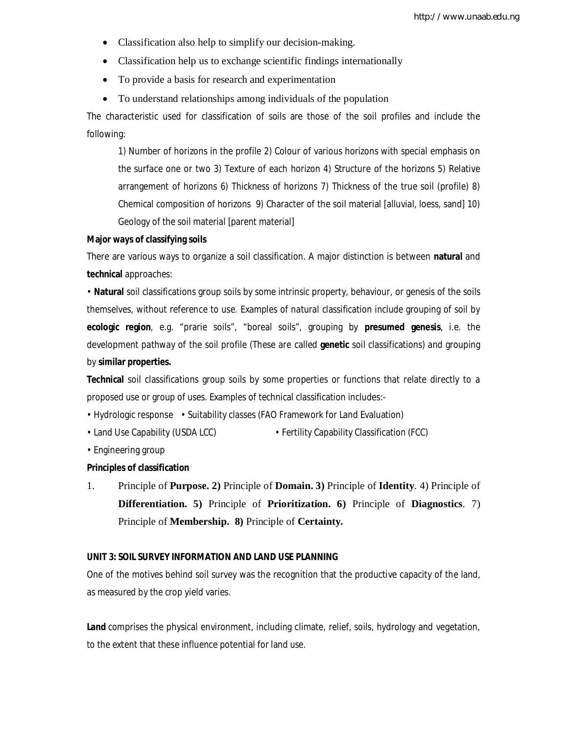- Classification also help to simplify our decision-making.
- Classification help us to exchange scientific findings internationally
- To provide a basis for research and experimentation
- To understand relationships among individuals of the population

The characteristic used for classification of soils are those of the soil profiles and include the following:

1) Number of horizons in the profile 2) Colour of various horizons with special emphasis on the surface one or two 3) Texture of each horizon 4) Structure of the horizons 5) Relative arrangement of horizons 6) Thickness of horizons 7) Thickness of the true soil (profile) 8) Chemical composition of horizons 9) Character of the soil material [alluvial, loess, sand] 10) Geology of the soil material [parent material]

**Major ways of classifying soils**

There are various ways to organize a soil classification. A major distinction is between **natural** and **technical** approaches:

• **Natural** soil classifications group soils by some intrinsic property, behaviour, or genesis of the soils themselves, without reference to use. Examples of natural classification include grouping of soil by **ecologic region**, e.g. "prarie soils", "boreal soils", grouping by **presumed genesis**, i.e. the development pathway of the soil profile (These are called **genetic** soil classifications) and grouping by **similar properties.**

**Technical** soil classifications group soils by some properties or functions that relate directly to a proposed use or group of uses. Examples of technical classification includes:-

• Hydrologic response • Suitability classes (FAO Framework for Land Evaluation)

• Land Use Capability (USDA LCC) • Fertility Capability Classification (FCC)

• Engineering group

**Principles of classification**

1. Principle of **Purpose. 2)** Principle of **Domain. 3)** Principle of **Identity**. 4) Principle of **Differentiation. 5)** Principle of **Prioritization. 6)** Principle of **Diagnostics**. 7) Principle of **Membership. 8)** Principle of **Certainty.**

**UNIT 3: SOIL SURVEY INFORMATION AND LAND USE PLANNING**

One of the motives behind soil survey was the recognition that the productive capacity of the land, as measured by the crop yield varies.

**Land** comprises the physical environment, including climate, relief, soils, hydrology and vegetation, to the extent that these influence potential for land use.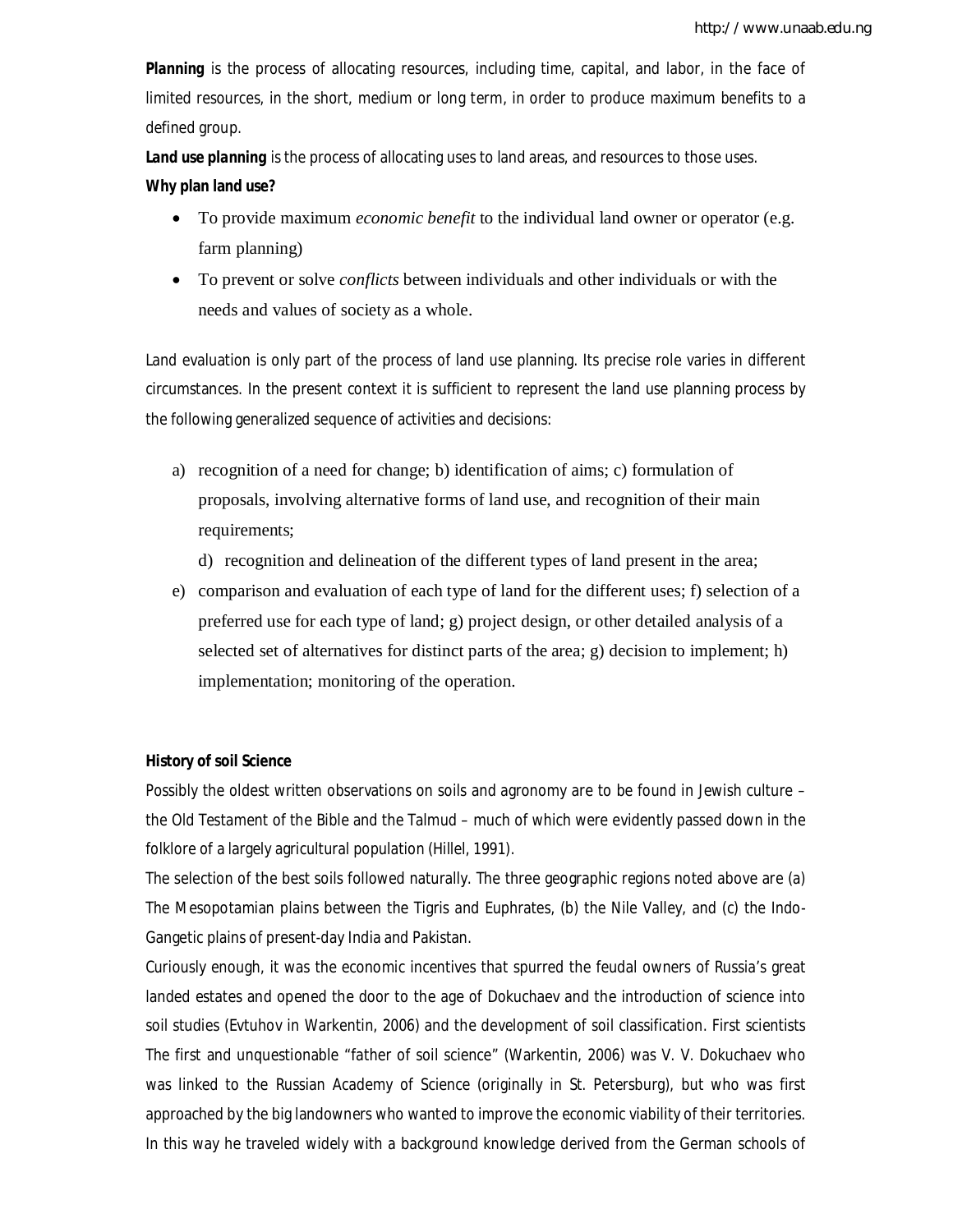**Planning** is the process of allocating resources, including time, capital, and labor, in the face of limited resources, in the short, medium or long term, in order to produce maximum benefits to a defined group.

**Land use planning** is the process of allocating uses to land areas, and resources to those uses.

**Why plan land use?**

- To provide maximum *economic benefit* to the individual land owner or operator (e.g. farm planning)
- To prevent or solve *conflicts* between individuals and other individuals or with the needs and values of society as a whole.

Land evaluation is only part of the process of land use planning. Its precise role varies in different circumstances. In the present context it is sufficient to represent the land use planning process by the following generalized sequence of activities and decisions:

a) recognition of a need for change; b) identification of aims; c) formulation of proposals, involving alternative forms of land use, and recognition of their main requirements;

d) recognition and delineation of the different types of land present in the area;

e) comparison and evaluation of each type of land for the different uses; f) selection of a preferred use for each type of land; g) project design, or other detailed analysis of a selected set of alternatives for distinct parts of the area; g) decision to implement; h) implementation; monitoring of the operation.

**History of soil Science**

Possibly the oldest written observations on soils and agronomy are to be found in Jewish culture – the Old Testament of the Bible and the Talmud – much of which were evidently passed down in the folklore of a largely agricultural population (Hillel, 1991).

The selection of the best soils followed naturally. The three geographic regions noted above are (a) The Mesopotamian plains between the Tigris and Euphrates, (b) the Nile Valley, and (c) the Indo-Gangetic plains of present-day India and Pakistan.

Curiously enough, it was the economic incentives that spurred the feudal owners of Russia's great landed estates and opened the door to the age of Dokuchaev and the introduction of science into soil studies (Evtuhov in Warkentin, 2006) and the development of soil classification. First scientists The first and unquestionable "father of soil science" (Warkentin, 2006) was V. V. Dokuchaev who was linked to the Russian Academy of Science (originally in St. Petersburg), but who was first approached by the big landowners who wanted to improve the economic viability of their territories. In this way he traveled widely with a background knowledge derived from the German schools of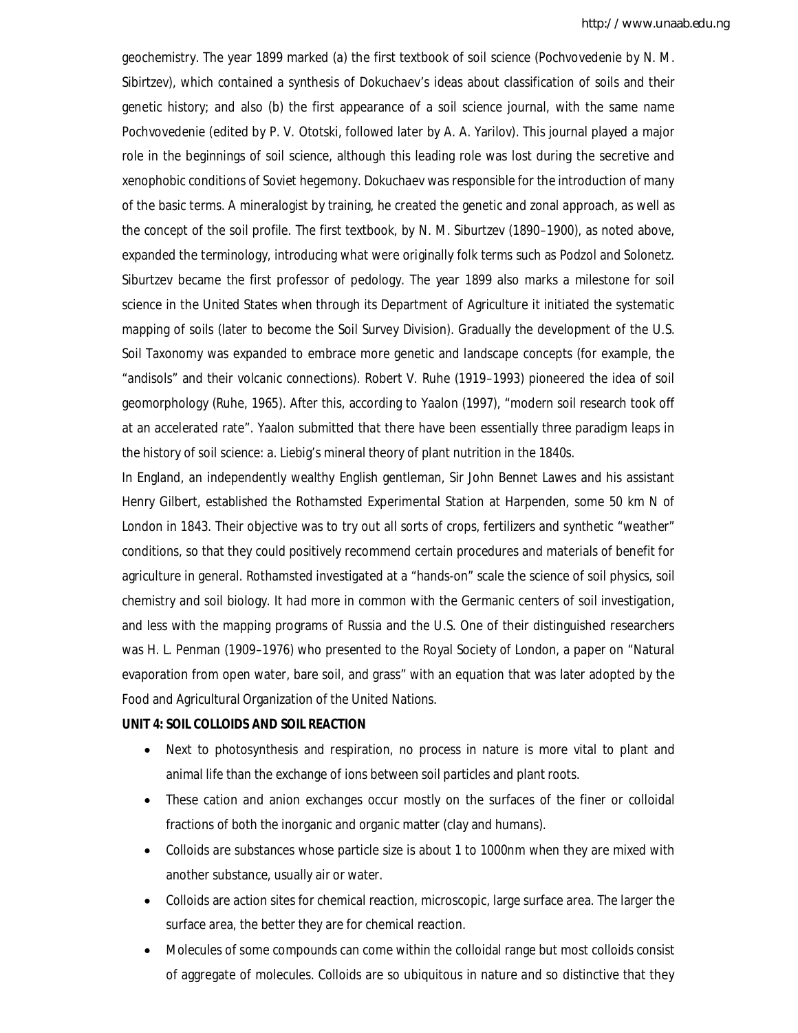geochemistry. The year 1899 marked (a) the first textbook of soil science (Pochvovedenie by N. M. Sibirtzev), which contained a synthesis of Dokuchaev's ideas about classification of soils and their genetic history; and also (b) the first appearance of a soil science journal, with the same name Pochvovedenie (edited by P. V. Ototski, followed later by A. A. Yarilov). This journal played a major role in the beginnings of soil science, although this leading role was lost during the secretive and xenophobic conditions of Soviet hegemony. Dokuchaev was responsible for the introduction of many of the basic terms. A mineralogist by training, he created the genetic and zonal approach, as well as the concept of the soil profile. The first textbook, by N. M. Siburtzev (1890–1900), as noted above, expanded the terminology, introducing what were originally folk terms such as Podzol and Solonetz. Siburtzev became the first professor of pedology. The year 1899 also marks a milestone for soil science in the United States when through its Department of Agriculture it initiated the systematic mapping of soils (later to become the Soil Survey Division). Gradually the development of the U.S. Soil Taxonomy was expanded to embrace more genetic and landscape concepts (for example, the "andisols" and their volcanic connections). Robert V. Ruhe (1919–1993) pioneered the idea of soil geomorphology (Ruhe, 1965). After this, according to Yaalon (1997), "modern soil research took off at an accelerated rate". Yaalon submitted that there have been essentially three paradigm leaps in the history of soil science: a. Liebig's mineral theory of plant nutrition in the 1840s.

In England, an independently wealthy English gentleman, Sir John Bennet Lawes and his assistant Henry Gilbert, established the Rothamsted Experimental Station at Harpenden, some 50 km N of London in 1843. Their objective was to try out all sorts of crops, fertilizers and synthetic "weather" conditions, so that they could positively recommend certain procedures and materials of benefit for agriculture in general. Rothamsted investigated at a "hands-on" scale the science of soil physics, soil chemistry and soil biology. It had more in common with the Germanic centers of soil investigation, and less with the mapping programs of Russia and the U.S. One of their distinguished researchers was H. L. Penman (1909–1976) who presented to the Royal Society of London, a paper on "Natural evaporation from open water, bare soil, and grass" with an equation that was later adopted by the Food and Agricultural Organization of the United Nations.

**UNIT 4: SOIL COLLOIDS AND SOIL REACTION**

- Next to photosynthesis and respiration, no process in nature is more vital to plant and animal life than the exchange of ions between soil particles and plant roots.
- These cation and anion exchanges occur mostly on the surfaces of the finer or colloidal fractions of both the inorganic and organic matter (clay and humans).
- Colloids are substances whose particle size is about 1 to 1000nm when they are mixed with another substance, usually air or water.
- Colloids are action sites for chemical reaction, microscopic, large surface area. The larger the surface area, the better they are for chemical reaction.
- Molecules of some compounds can come within the colloidal range but most colloids consist of aggregate of molecules. Colloids are so ubiquitous in nature and so distinctive that they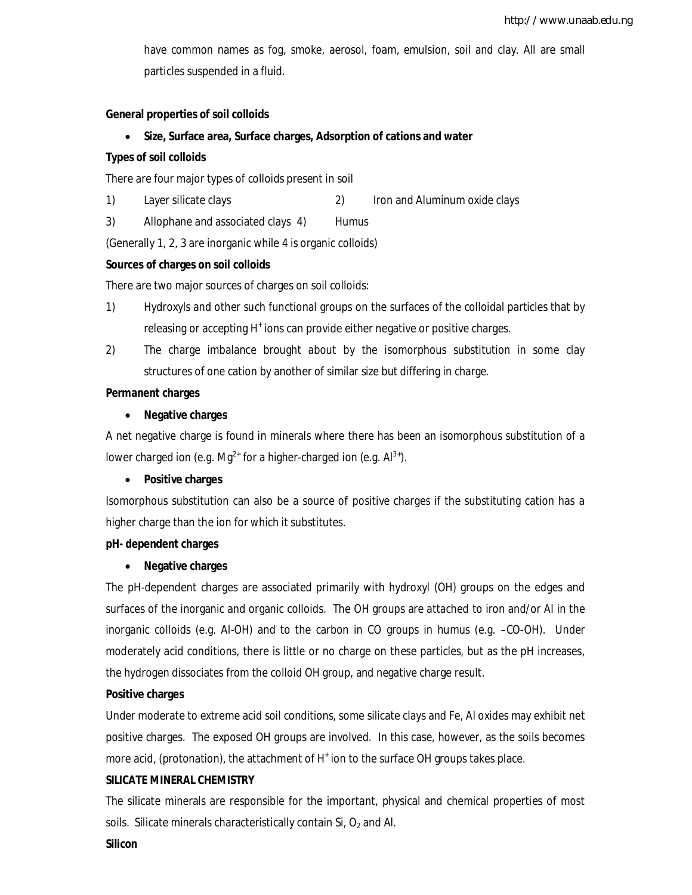have common names as fog, smoke, aerosol, foam, emulsion, soil and clay. All are small particles suspended in a fluid.

**General properties of soil colloids**

- **Size, Surface area, Surface charges, Adsorption of cations and water**

**Types of soil colloids**

There are four major types of colloids present in soil

1) Layer silicate clays
2) Iron and Aluminum oxide clays
3) Allophane and associated clays
4) Humus

(Generally 1, 2, 3 are inorganic while 4 is organic colloids)

**Sources of charges on soil colloids**

There are two major sources of charges on soil colloids:

1) Hydroxyls and other such functional groups on the surfaces of the colloidal particles that by releasing or accepting $H^+$ ions can provide either negative or positive charges.
2) The charge imbalance brought about by the isomorphous substitution in some clay structures of one cation by another of similar size but differing in charge.

**Permanent charges**

- **Negative charges**

A net negative charge is found in minerals where there has been an isomorphous substitution of a lower charged ion (e.g. $Mg^{2+}$ for a higher-charged ion (e.g. $Al^{3+}$).

- **Positive charges**

Isomorphous substitution can also be a source of positive charges if the substituting cation has a higher charge than the ion for which it substitutes.

**pH- dependent charges**

- **Negative charges**

The pH-dependent charges are associated primarily with hydroxyl (OH) groups on the edges and surfaces of the inorganic and organic colloids. The OH groups are attached to iron and/or Al in the inorganic colloids (e.g. Al-OH) and to the carbon in CO groups in humus (e.g. –CO-OH). Under moderately acid conditions, there is little or no charge on these particles, but as the pH increases, the hydrogen dissociates from the colloid OH group, and negative charge result.

**Positive charges**

Under moderate to extreme acid soil conditions, some silicate clays and Fe, Al oxides may exhibit net positive charges. The exposed OH groups are involved. In this case, however, as the soils becomes more acid, (protonation), the attachment of $H^+$ ion to the surface OH groups takes place.

**SILICATE MINERAL CHEMISTRY**

The silicate minerals are responsible for the important, physical and chemical properties of most soils. Silicate minerals characteristically contain Si, $O_2$ and Al.

**Silicon**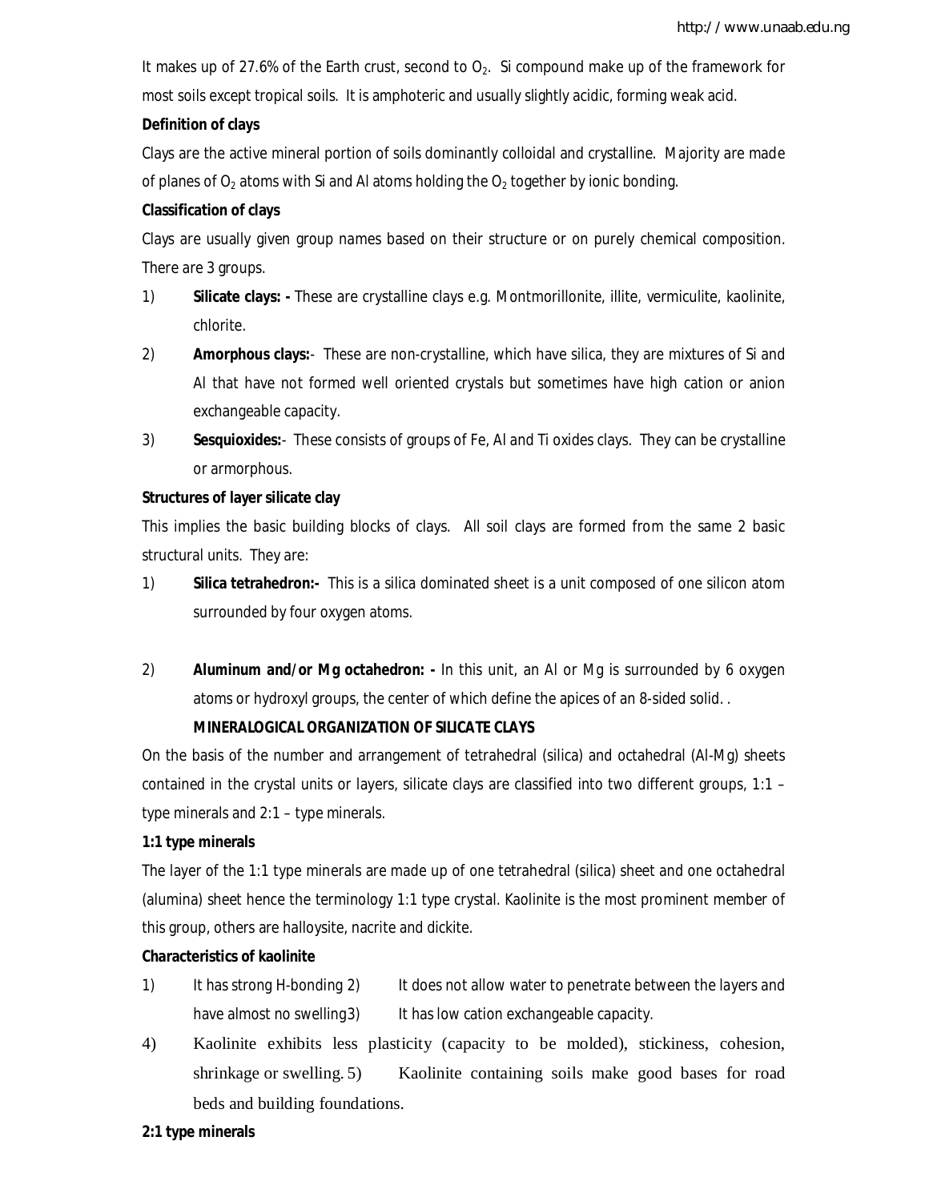It makes up of 27.6% of the Earth crust, second to $O_2$. Si compound make up of the framework for most soils except tropical soils. It is amphoteric and usually slightly acidic, forming weak acid.

**Definition of clays**

Clays are the active mineral portion of soils dominantly colloidal and crystalline. Majority are made of planes of $O_2$ atoms with Si and Al atoms holding the $O_2$ together by ionic bonding.

**Classification of clays**

Clays are usually given group names based on their structure or on purely chemical composition. There are 3 groups.

1) **Silicate clays: -** These are crystalline clays e.g. Montmorillonite, illite, vermiculite, kaolinite, chlorite.
2) **Amorphous clays:-** These are non-crystalline, which have silica, they are mixtures of Si and Al that have not formed well oriented crystals but sometimes have high cation or anion exchangeable capacity.
3) **Sesquioxides:-** These consists of groups of Fe, Al and Ti oxides clays. They can be crystalline or armorphous.

**Structures of layer silicate clay**

This implies the basic building blocks of clays. All soil clays are formed from the same 2 basic structural units. They are:

1) **Silica tetrahedron:-** This is a silica dominated sheet is a unit composed of one silicon atom surrounded by four oxygen atoms.
2) **Aluminum and/or Mg octahedron: -** In this unit, an Al or Mg is surrounded by 6 oxygen atoms or hydroxyl groups, the center of which define the apices of an 8-sided solid. .

**MINERALOGICAL ORGANIZATION OF SILICATE CLAYS**

On the basis of the number and arrangement of tetrahedral (silica) and octahedral (Al-Mg) sheets contained in the crystal units or layers, silicate clays are classified into two different groups, 1:1 – type minerals and 2:1 – type minerals.

**1:1 type minerals**

The layer of the 1:1 type minerals are made up of one tetrahedral (silica) sheet and one octahedral (alumina) sheet hence the terminology 1:1 type crystal. Kaolinite is the most prominent member of this group, others are halloysite, nacrite and dickite.

**Characteristics of kaolinite**

1) It has strong H-bonding
2) It does not allow water to penetrate between the layers and have almost no swelling
3) It has low cation exchangeable capacity.
4) Kaolinite exhibits less plasticity (capacity to be molded), stickiness, cohesion, shrinkage or swelling.
5) Kaolinite containing soils make good bases for road beds and building foundations.

**2:1 type minerals**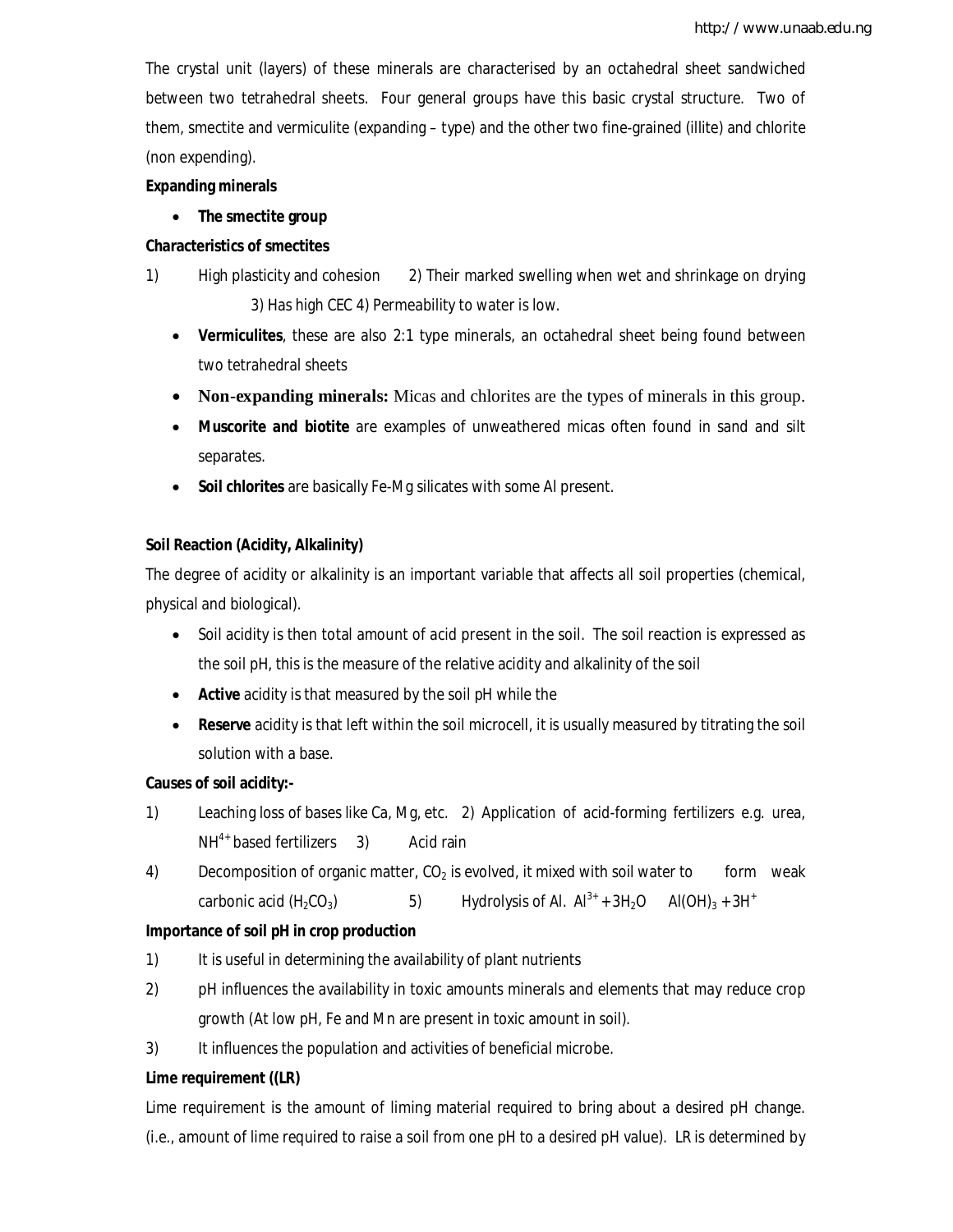The crystal unit (layers) of these minerals are characterised by an octahedral sheet sandwiched between two tetrahedral sheets. Four general groups have this basic crystal structure. Two of them, smectite and vermiculite (expanding – type) and the other two fine-grained (illite) and chlorite (non expending).

**Expanding minerals**

- **The smectite group**

**Characteristics of smectites**

1) High plasticity and cohesion 2) Their marked swelling when wet and shrinkage on drying 3) Has high CEC 4) Permeability to water is low.

- **Vermiculites**, these are also 2:1 type minerals, an octahedral sheet being found between two tetrahedral sheets
- **Non-expanding minerals:** Micas and chlorites are the types of minerals in this group.
- **Muscorite and biotite** are examples of unweathered micas often found in sand and silt separates.
- **Soil chlorites** are basically Fe-Mg silicates with some Al present.

**Soil Reaction (Acidity, Alkalinity)**

The degree of acidity or alkalinity is an important variable that affects all soil properties (chemical, physical and biological).

- Soil acidity is then total amount of acid present in the soil. The soil reaction is expressed as the soil pH, this is the measure of the relative acidity and alkalinity of the soil
- **Active** acidity is that measured by the soil pH while the
- **Reserve** acidity is that left within the soil microcell, it is usually measured by titrating the soil solution with a base.

**Causes of soil acidity:-**

1) Leaching loss of bases like Ca, Mg, etc. 2) Application of acid-forming fertilizers e.g. urea, $NH^{4+}$ based fertilizers 3) Acid rain

4) Decomposition of organic matter, $CO_2$ is evolved, it mixed with soil water to form weak carbonic acid ($H_2CO_3$) 5) Hydrolysis of Al. $Al^{3+} + 3H_2O \quad Al(OH)_3 + 3H^+$

**Importance of soil pH in crop production**

1) It is useful in determining the availability of plant nutrients
2) pH influences the availability in toxic amounts minerals and elements that may reduce crop growth (At low pH, Fe and Mn are present in toxic amount in soil).
3) It influences the population and activities of beneficial microbe.

**Lime requirement ((LR)**

Lime requirement is the amount of liming material required to bring about a desired pH change. (i.e., amount of lime required to raise a soil from one pH to a desired pH value). LR is determined by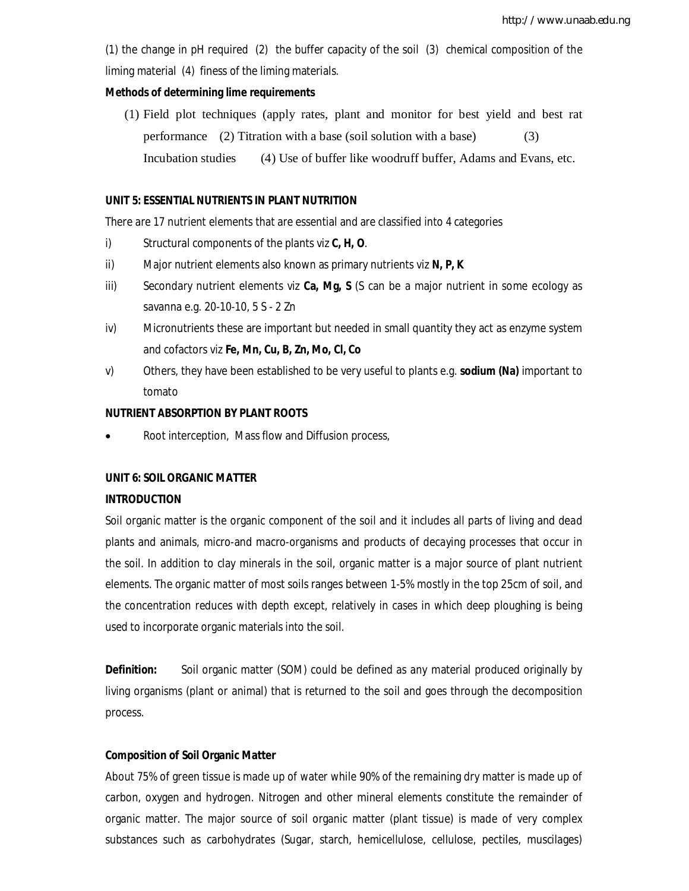(1) the change in pH required (2) the buffer capacity of the soil (3) chemical composition of the liming material (4) finess of the liming materials.

**Methods of determining lime requirements**

(1) Field plot techniques (apply rates, plant and monitor for best yield and best rat performance (2) Titration with a base (soil solution with a base) (3) Incubation studies (4) Use of buffer like woodruff buffer, Adams and Evans, etc.

**UNIT 5: ESSENTIAL NUTRIENTS IN PLANT NUTRITION**

There are 17 nutrient elements that are essential and are classified into 4 categories

i) Structural components of the plants viz **C, H, O**.

ii) Major nutrient elements also known as primary nutrients viz **N, P, K**

iii) Secondary nutrient elements viz **Ca, Mg, S** (S can be a major nutrient in some ecology as savanna e.g. 20-10-10, 5 S - 2 Zn

iv) Micronutrients these are important but needed in small quantity they act as enzyme system and cofactors viz **Fe, Mn, Cu, B, Zn, Mo, Cl, Co**

v) Others, they have been established to be very useful to plants e.g. **sodium (Na)** important to tomato

**NUTRIENT ABSORPTION BY PLANT ROOTS**

- Root interception, Mass flow and Diffusion process,

**UNIT 6: SOIL ORGANIC MATTER**

**INTRODUCTION**

Soil organic matter is the organic component of the soil and it includes all parts of living and dead plants and animals, micro-and macro-organisms and products of decaying processes that occur in the soil. In addition to clay minerals in the soil, organic matter is a major source of plant nutrient elements. The organic matter of most soils ranges between 1-5% mostly in the top 25cm of soil, and the concentration reduces with depth except, relatively in cases in which deep ploughing is being used to incorporate organic materials into the soil.

**Definition:** Soil organic matter (SOM) could be defined as any material produced originally by living organisms (plant or animal) that is returned to the soil and goes through the decomposition process.

**Composition of Soil Organic Matter**

About 75% of green tissue is made up of water while 90% of the remaining dry matter is made up of carbon, oxygen and hydrogen. Nitrogen and other mineral elements constitute the remainder of organic matter. The major source of soil organic matter (plant tissue) is made of very complex substances such as carbohydrates (Sugar, starch, hemicellulose, cellulose, pectiles, muscilages)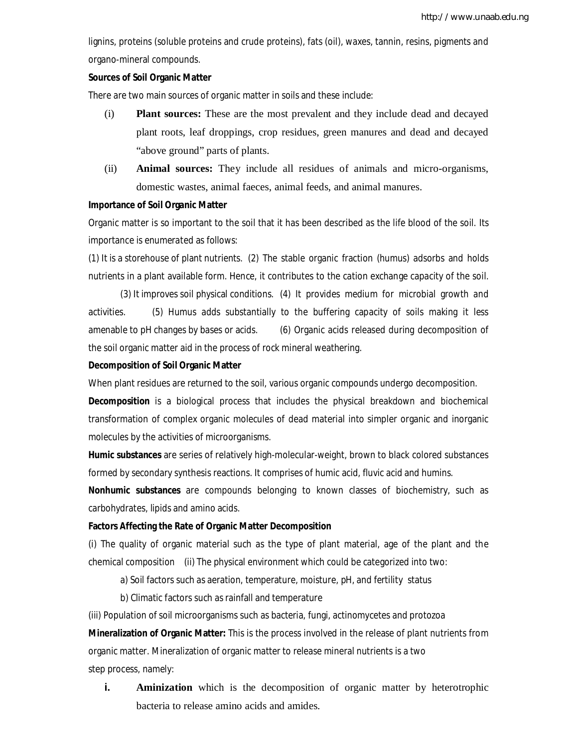lignins, proteins (soluble proteins and crude proteins), fats (oil), waxes, tannin, resins, pigments and organo-mineral compounds.

**Sources of Soil Organic Matter**

There are two main sources of organic matter in soils and these include:

(i) **Plant sources:** These are the most prevalent and they include dead and decayed plant roots, leaf droppings, crop residues, green manures and dead and decayed "above ground" parts of plants.

(ii) **Animal sources:** They include all residues of animals and micro-organisms, domestic wastes, animal faeces, animal feeds, and animal manures.

**Importance of Soil Organic Matter**

Organic matter is so important to the soil that it has been described as the life blood of the soil. Its importance is enumerated as follows:

(1) It is a storehouse of plant nutrients. (2) The stable organic fraction (humus) adsorbs and holds nutrients in a plant available form. Hence, it contributes to the cation exchange capacity of the soil. (3) It improves soil physical conditions. (4) It provides medium for microbial growth and activities. (5) Humus adds substantially to the buffering capacity of soils making it less amenable to pH changes by bases or acids. (6) Organic acids released during decomposition of the soil organic matter aid in the process of rock mineral weathering.

**Decomposition of Soil Organic Matter**

When plant residues are returned to the soil, various organic compounds undergo decomposition.

**Decomposition** is a biological process that includes the physical breakdown and biochemical transformation of complex organic molecules of dead material into simpler organic and inorganic molecules by the activities of microorganisms.

**Humic substances** are series of relatively high-molecular-weight, brown to black colored substances formed by secondary synthesis reactions. It comprises of humic acid, fluvic acid and humins.

**Nonhumic substances** are compounds belonging to known classes of biochemistry, such as carbohydrates, lipids and amino acids.

**Factors Affecting the Rate of Organic Matter Decomposition**

(i) The quality of organic material such as the type of plant material, age of the plant and the chemical composition (ii) The physical environment which could be categorized into two:

a) Soil factors such as aeration, temperature, moisture, pH, and fertility status

b) Climatic factors such as rainfall and temperature

(iii) Population of soil microorganisms such as bacteria, fungi, actinomycetes and protozoa

**Mineralization of Organic Matter:** This is the process involved in the release of plant nutrients from organic matter. Mineralization of organic matter to release mineral nutrients is a two step process, namely:

i. **Aminization** which is the decomposition of organic matter by heterotrophic bacteria to release amino acids and amides.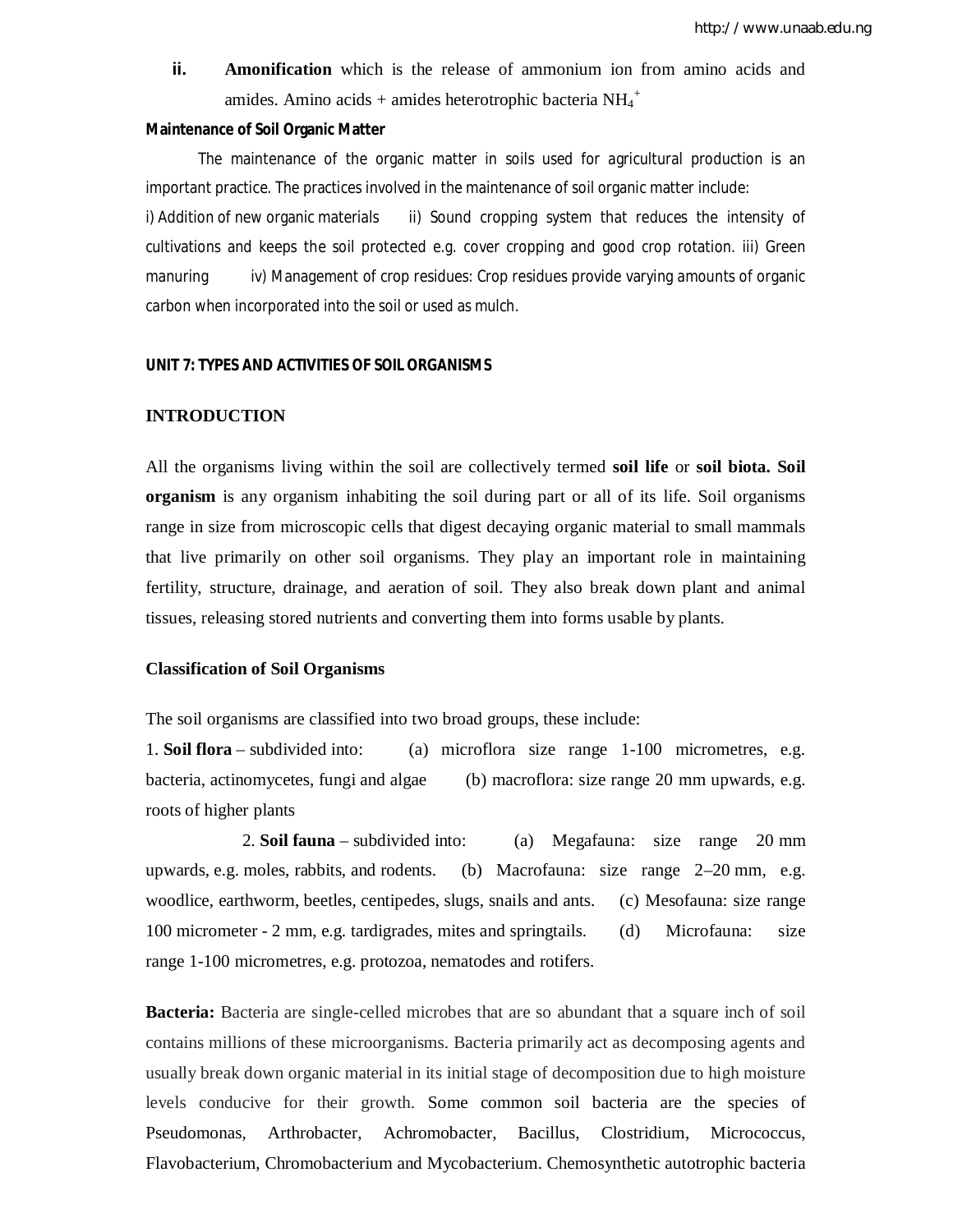ii. **Amonification** which is the release of ammonium ion from amino acids and amides. Amino acids + amides heterotrophic bacteria $NH_4^+$

**Maintenance of Soil Organic Matter**

The maintenance of the organic matter in soils used for agricultural production is an important practice. The practices involved in the maintenance of soil organic matter include:
i) Addition of new organic materials ii) Sound cropping system that reduces the intensity of cultivations and keeps the soil protected e.g. cover cropping and good crop rotation. iii) Green manuring iv) Management of crop residues: Crop residues provide varying amounts of organic carbon when incorporated into the soil or used as mulch.

## UNIT 7: TYPES AND ACTIVITIES OF SOIL ORGANISMS

### INTRODUCTION

All the organisms living within the soil are collectively termed **soil life** or **soil biota. Soil organism** is any organism inhabiting the soil during part or all of its life. Soil organisms range in size from microscopic cells that digest decaying organic material to small mammals that live primarily on other soil organisms. They play an important role in maintaining fertility, structure, drainage, and aeration of soil. They also break down plant and animal tissues, releasing stored nutrients and converting them into forms usable by plants.

### Classification of Soil Organisms

The soil organisms are classified into two broad groups, these include:
1. **Soil flora** – subdivided into: (a) microflora size range 1-100 micrometres, e.g. bacteria, actinomycetes, fungi and algae (b) macroflora: size range 20 mm upwards, e.g. roots of higher plants

2. **Soil fauna** – subdivided into: (a) Megafauna: size range 20 mm upwards, e.g. moles, rabbits, and rodents. (b) Macrofauna: size range 2–20 mm, e.g. woodlice, earthworm, beetles, centipedes, slugs, snails and ants. (c) Mesofauna: size range 100 micrometer - 2 mm, e.g. tardigrades, mites and springtails. (d) Microfauna: size range 1-100 micrometres, e.g. protozoa, nematodes and rotifers.

**Bacteria:** Bacteria are single-celled microbes that are so abundant that a square inch of soil contains millions of these microorganisms. Bacteria primarily act as decomposing agents and usually break down organic material in its initial stage of decomposition due to high moisture levels conducive for their growth. Some common soil bacteria are the species of Pseudomonas, Arthrobacter, Achromobacter, Bacillus, Clostridium, Micrococcus, Flavobacterium, Chromobacterium and Mycobacterium. Chemosynthetic autotrophic bacteria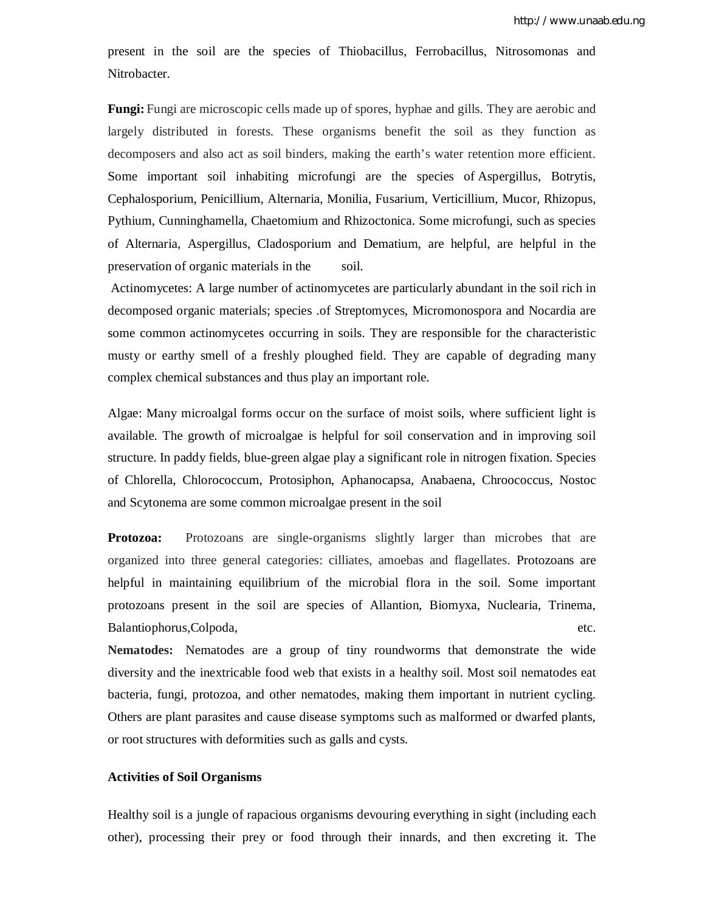present in the soil are the species of Thiobacillus, Ferrobacillus, Nitrosomonas and Nitrobacter.

**Fungi:** Fungi are microscopic cells made up of spores, hyphae and gills. They are aerobic and largely distributed in forests. These organisms benefit the soil as they function as decomposers and also act as soil binders, making the earth's water retention more efficient. Some important soil inhabiting microfungi are the species of Aspergillus, Botrytis, Cephalosporium, Penicillium, Alternaria, Monilia, Fusarium, Verticillium, Mucor, Rhizopus, Pythium, Cunninghamella, Chaetomium and Rhizoctonica. Some microfungi, such as species of Alternaria, Aspergillus, Cladosporium and Dematium, are helpful, are helpful in the preservation of organic materials in the soil.

Actinomycetes: A large number of actinomycetes are particularly abundant in the soil rich in decomposed organic materials; species .of Streptomyces, Micromonospora and Nocardia are some common actinomycetes occurring in soils. They are responsible for the characteristic musty or earthy smell of a freshly ploughed field. They are capable of degrading many complex chemical substances and thus play an important role.

Algae: Many microalgal forms occur on the surface of moist soils, where sufficient light is available. The growth of microalgae is helpful for soil conservation and in improving soil structure. In paddy fields, blue-green algae play a significant role in nitrogen fixation. Species of Chlorella, Chlorococcum, Protosiphon, Aphanocapsa, Anabaena, Chroococcus, Nostoc and Scytonema are some common microalgae present in the soil

**Protozoa:** Protozoans are single-organisms slightly larger than microbes that are organized into three general categories: cilliates, amoebas and flagellates. Protozoans are helpful in maintaining equilibrium of the microbial flora in the soil. Some important protozoans present in the soil are species of Allantion, Biomyxa, Nuclearia, Trinema, Balantiophorus,Colpoda, etc.

**Nematodes:** Nematodes are a group of tiny roundworms that demonstrate the wide diversity and the inextricable food web that exists in a healthy soil. Most soil nematodes eat bacteria, fungi, protozoa, and other nematodes, making them important in nutrient cycling. Others are plant parasites and cause disease symptoms such as malformed or dwarfed plants, or root structures with deformities such as galls and cysts.

**Activities of Soil Organisms**

Healthy soil is a jungle of rapacious organisms devouring everything in sight (including each other), processing their prey or food through their innards, and then excreting it. The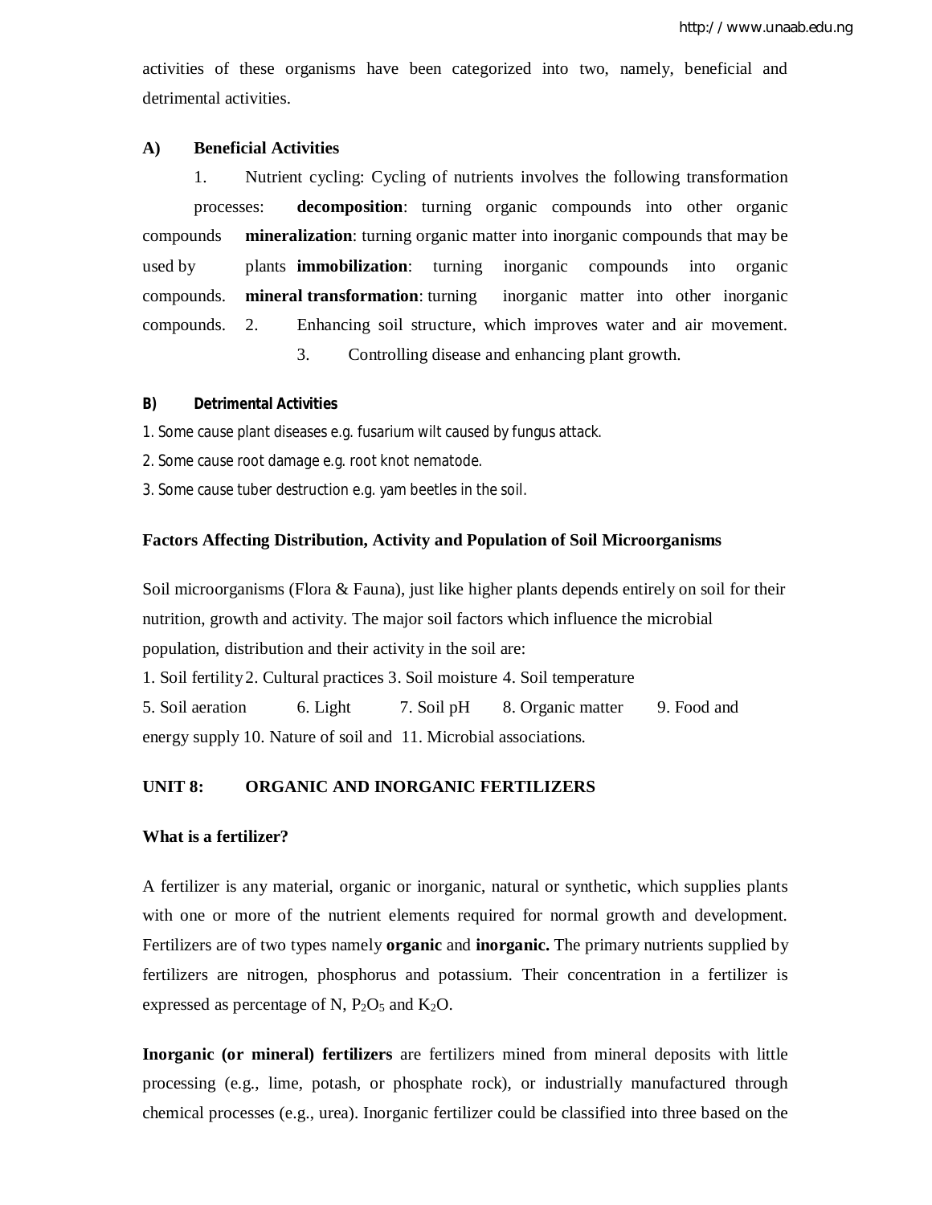activities of these organisms have been categorized into two, namely, beneficial and detrimental activities.

**A) Beneficial Activities**

1. Nutrient cycling: Cycling of nutrients involves the following transformation processes: **decomposition**: turning organic compounds into other organic compounds **mineralization**: turning organic matter into inorganic compounds that may be used by plants **immobilization**: turning inorganic compounds into organic compounds. **mineral transformation**: turning inorganic matter into other inorganic compounds.
2. Enhancing soil structure, which improves water and air movement.
3. Controlling disease and enhancing plant growth.

**B) Detrimental Activities**

1. Some cause plant diseases e.g. fusarium wilt caused by fungus attack.
2. Some cause root damage e.g. root knot nematode.
3. Some cause tuber destruction e.g. yam beetles in the soil.

**Factors Affecting Distribution, Activity and Population of Soil Microorganisms**

Soil microorganisms (Flora & Fauna), just like higher plants depends entirely on soil for their nutrition, growth and activity. The major soil factors which influence the microbial population, distribution and their activity in the soil are:

1. Soil fertility 2. Cultural practices 3. Soil moisture 4. Soil temperature 5. Soil aeration 6. Light 7. Soil pH 8. Organic matter 9. Food and energy supply 10. Nature of soil and 11. Microbial associations.

## UNIT 8: ORGANIC AND INORGANIC FERTILIZERS

**What is a fertilizer?**

A fertilizer is any material, organic or inorganic, natural or synthetic, which supplies plants with one or more of the nutrient elements required for normal growth and development. Fertilizers are of two types namely **organic** and **inorganic.** The primary nutrients supplied by fertilizers are nitrogen, phosphorus and potassium. Their concentration in a fertilizer is expressed as percentage of N, $P_2O_5$ and $K_2O$.

**Inorganic (or mineral) fertilizers** are fertilizers mined from mineral deposits with little processing (e.g., lime, potash, or phosphate rock), or industrially manufactured through chemical processes (e.g., urea). Inorganic fertilizer could be classified into three based on the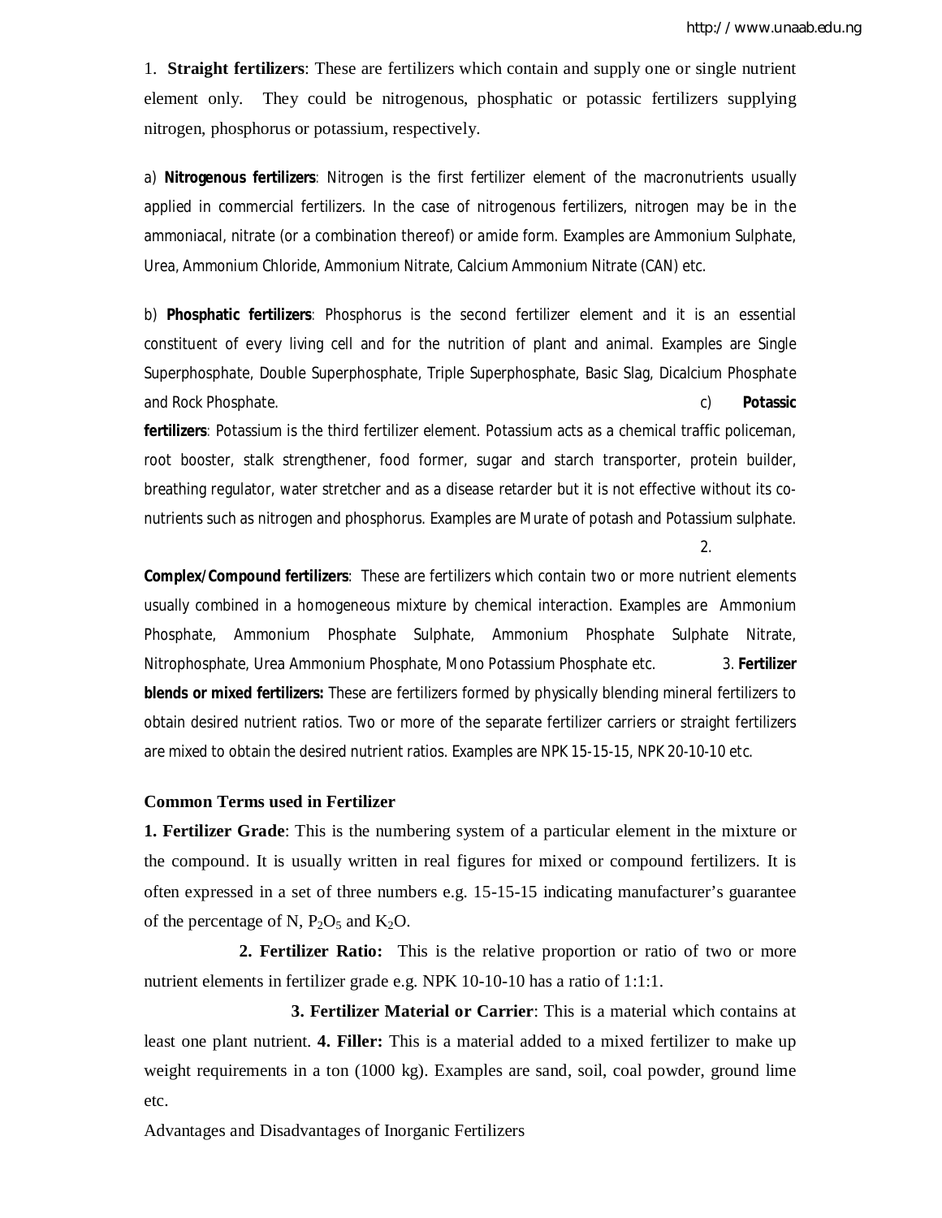1. **Straight fertilizers**: These are fertilizers which contain and supply one or single nutrient element only. They could be nitrogenous, phosphatic or potassic fertilizers supplying nitrogen, phosphorus or potassium, respectively.

a) **Nitrogenous fertilizers**: Nitrogen is the first fertilizer element of the macronutrients usually applied in commercial fertilizers. In the case of nitrogenous fertilizers, nitrogen may be in the ammoniacal, nitrate (or a combination thereof) or amide form. Examples are Ammonium Sulphate, Urea, Ammonium Chloride, Ammonium Nitrate, Calcium Ammonium Nitrate (CAN) etc.

b) **Phosphatic fertilizers**: Phosphorus is the second fertilizer element and it is an essential constituent of every living cell and for the nutrition of plant and animal. Examples are Single Superphosphate, Double Superphosphate, Triple Superphosphate, Basic Slag, Dicalcium Phosphate and Rock Phosphate.

c) **Potassic fertilizers**: Potassium is the third fertilizer element. Potassium acts as a chemical traffic policeman, root booster, stalk strengthener, food former, sugar and starch transporter, protein builder, breathing regulator, water stretcher and as a disease retarder but it is not effective without its co-nutrients such as nitrogen and phosphorus. Examples are Murate of potash and Potassium sulphate.

2. **Complex/Compound fertilizers**: These are fertilizers which contain two or more nutrient elements usually combined in a homogeneous mixture by chemical interaction. Examples are Ammonium Phosphate, Ammonium Phosphate Sulphate, Ammonium Phosphate Sulphate Nitrate, Nitrophosphate, Urea Ammonium Phosphate, Mono Potassium Phosphate etc.

3. **Fertilizer blends or mixed fertilizers:** These are fertilizers formed by physically blending mineral fertilizers to obtain desired nutrient ratios. Two or more of the separate fertilizer carriers or straight fertilizers are mixed to obtain the desired nutrient ratios. Examples are NPK 15-15-15, NPK 20-10-10 etc.

**Common Terms used in Fertilizer**

**1. Fertilizer Grade**: This is the numbering system of a particular element in the mixture or the compound. It is usually written in real figures for mixed or compound fertilizers. It is often expressed in a set of three numbers e.g. 15-15-15 indicating manufacturer's guarantee of the percentage of N, $P_2O_5$ and $K_2O$.

**2. Fertilizer Ratio:** This is the relative proportion or ratio of two or more nutrient elements in fertilizer grade e.g. NPK 10-10-10 has a ratio of 1:1:1.

**3. Fertilizer Material or Carrier**: This is a material which contains at least one plant nutrient.

**4. Filler:** This is a material added to a mixed fertilizer to make up weight requirements in a ton (1000 kg). Examples are sand, soil, coal powder, ground lime etc.

Advantages and Disadvantages of Inorganic Fertilizers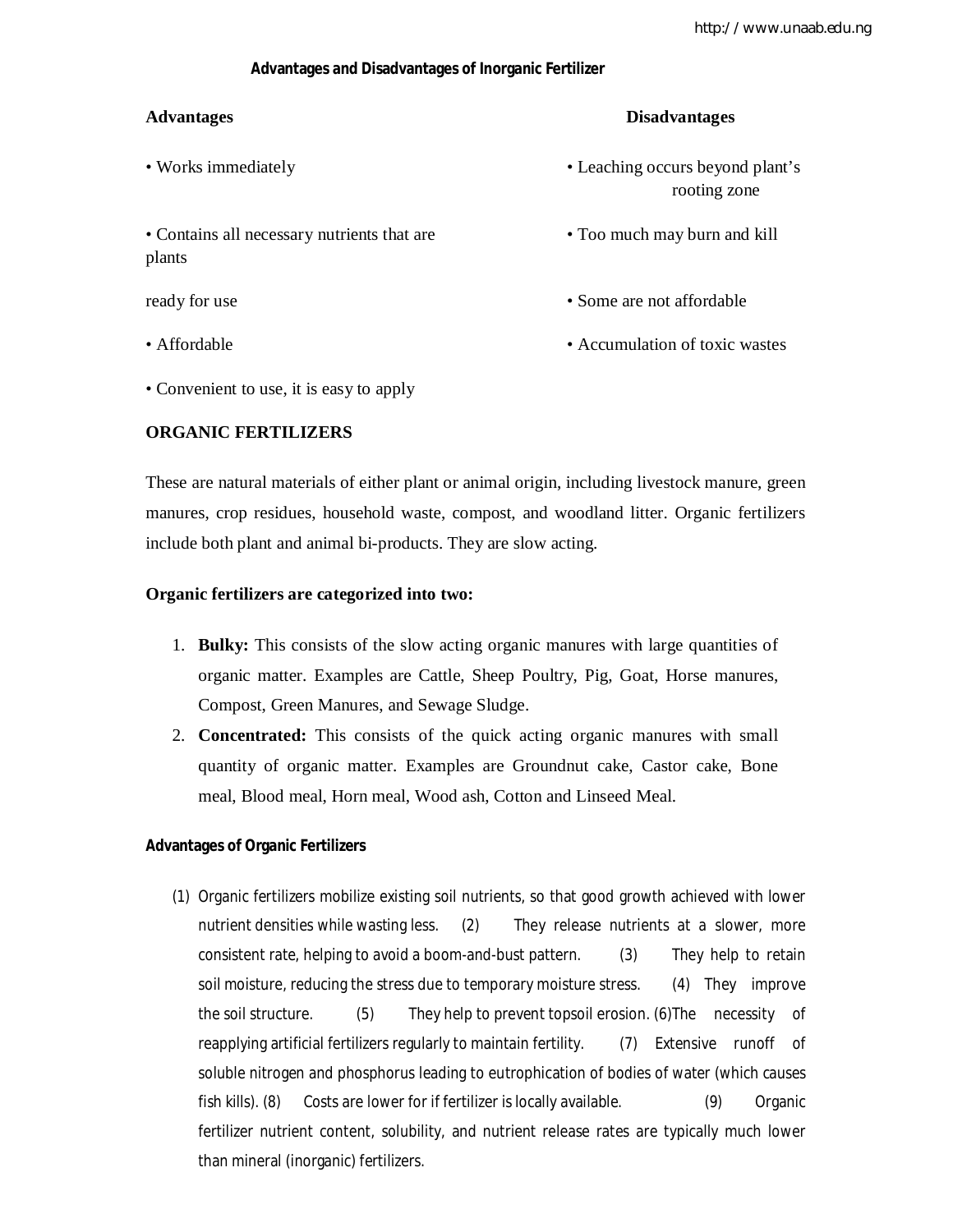## Advantages and Disadvantages of Inorganic Fertilizer

| Advantages | Disadvantages |
| --- | --- |
| • Works immediately | • Leaching occurs beyond plant's rooting zone |
| • Contains all necessary nutrients that are plants ready for use | • Too much may burn and kill |
| • Affordable | • Some are not affordable |
| • Convenient to use, it is easy to apply | • Accumulation of toxic wastes |

## ORGANIC FERTILIZERS

These are natural materials of either plant or animal origin, including livestock manure, green manures, crop residues, household waste, compost, and woodland litter. Organic fertilizers include both plant and animal bi-products. They are slow acting.

**Organic fertilizers are categorized into two:**

1. **Bulky:** This consists of the slow acting organic manures with large quantities of organic matter. Examples are Cattle, Sheep Poultry, Pig, Goat, Horse manures, Compost, Green Manures, and Sewage Sludge.
2. **Concentrated:** This consists of the quick acting organic manures with small quantity of organic matter. Examples are Groundnut cake, Castor cake, Bone meal, Blood meal, Horn meal, Wood ash, Cotton and Linseed Meal.

### Advantages of Organic Fertilizers

(1) Organic fertilizers mobilize existing soil nutrients, so that good growth achieved with lower nutrient densities while wasting less. (2) They release nutrients at a slower, more consistent rate, helping to avoid a boom-and-bust pattern. (3) They help to retain soil moisture, reducing the stress due to temporary moisture stress. (4) They improve the soil structure. (5) They help to prevent topsoil erosion. (6)The necessity of reapplying artificial fertilizers regularly to maintain fertility. (7) Extensive runoff of soluble nitrogen and phosphorus leading to eutrophication of bodies of water (which causes fish kills). (8) Costs are lower for if fertilizer is locally available. (9) Organic fertilizer nutrient content, solubility, and nutrient release rates are typically much lower than mineral (inorganic) fertilizers.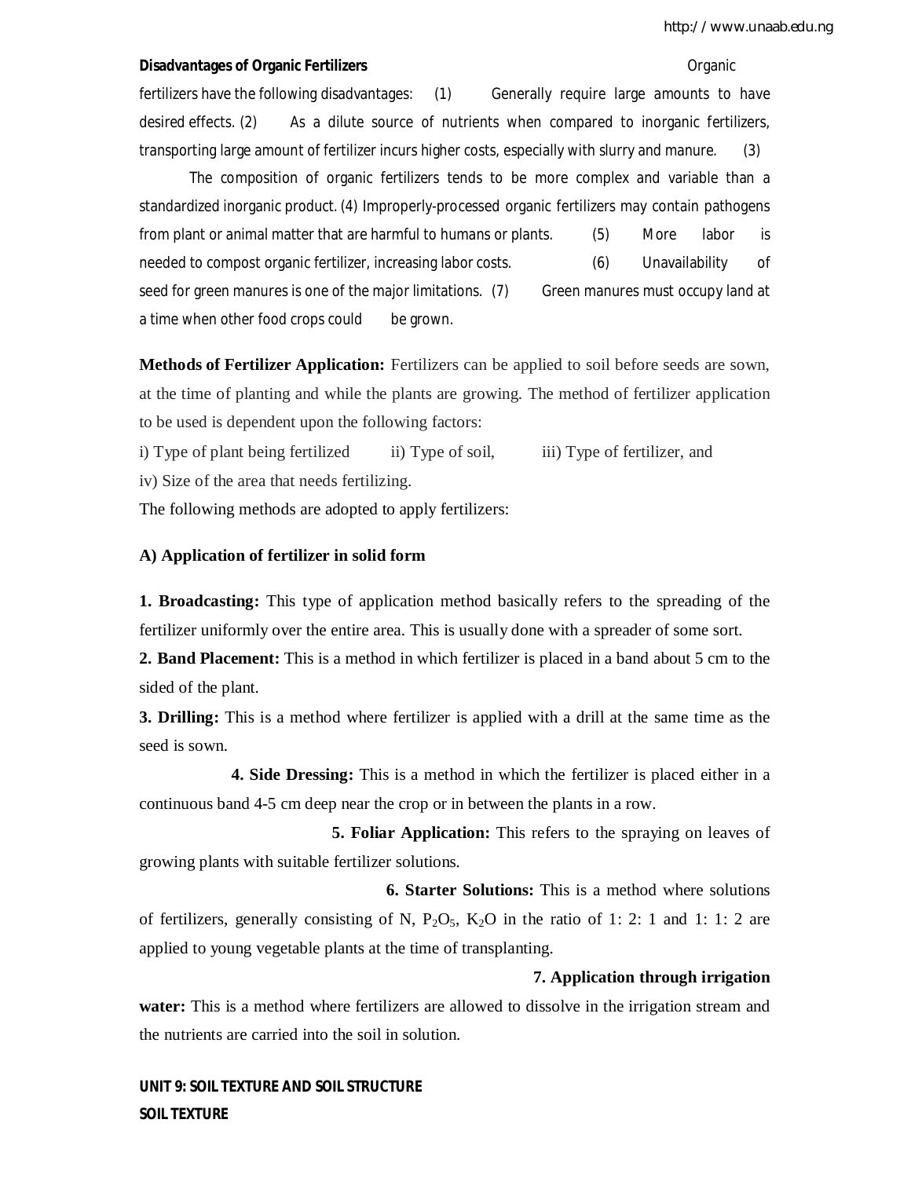**Disadvantages of Organic Fertilizers**

Organic fertilizers have the following disadvantages: (1) Generally require large amounts to have desired effects. (2) As a dilute source of nutrients when compared to inorganic fertilizers, transporting large amount of fertilizer incurs higher costs, especially with slurry and manure. (3) The composition of organic fertilizers tends to be more complex and variable than a standardized inorganic product. (4) Improperly-processed organic fertilizers may contain pathogens from plant or animal matter that are harmful to humans or plants. (5) More labor is needed to compost organic fertilizer, increasing labor costs. (6) Unavailability of seed for green manures is one of the major limitations. (7) Green manures must occupy land at a time when other food crops could be grown.

**Methods of Fertilizer Application:** Fertilizers can be applied to soil before seeds are sown, at the time of planting and while the plants are growing. The method of fertilizer application to be used is dependent upon the following factors:

i) Type of plant being fertilized ii) Type of soil, iii) Type of fertilizer, and iv) Size of the area that needs fertilizing.

The following methods are adopted to apply fertilizers:

**A) Application of fertilizer in solid form**

**1. Broadcasting:** This type of application method basically refers to the spreading of the fertilizer uniformly over the entire area. This is usually done with a spreader of some sort.

**2. Band Placement:** This is a method in which fertilizer is placed in a band about 5 cm to the sided of the plant.

**3. Drilling:** This is a method where fertilizer is applied with a drill at the same time as the seed is sown.

**4. Side Dressing:** This is a method in which the fertilizer is placed either in a continuous band 4-5 cm deep near the crop or in between the plants in a row.

**5. Foliar Application:** This refers to the spraying on leaves of growing plants with suitable fertilizer solutions.

**6. Starter Solutions:** This is a method where solutions of fertilizers, generally consisting of N, $P_2O_5$, $K_2O$ in the ratio of 1: 2: 1 and 1: 1: 2 are applied to young vegetable plants at the time of transplanting.

**7. Application through irrigation water:** This is a method where fertilizers are allowed to dissolve in the irrigation stream and the nutrients are carried into the soil in solution.

## UNIT 9: SOIL TEXTURE AND SOIL STRUCTURE

### SOIL TEXTURE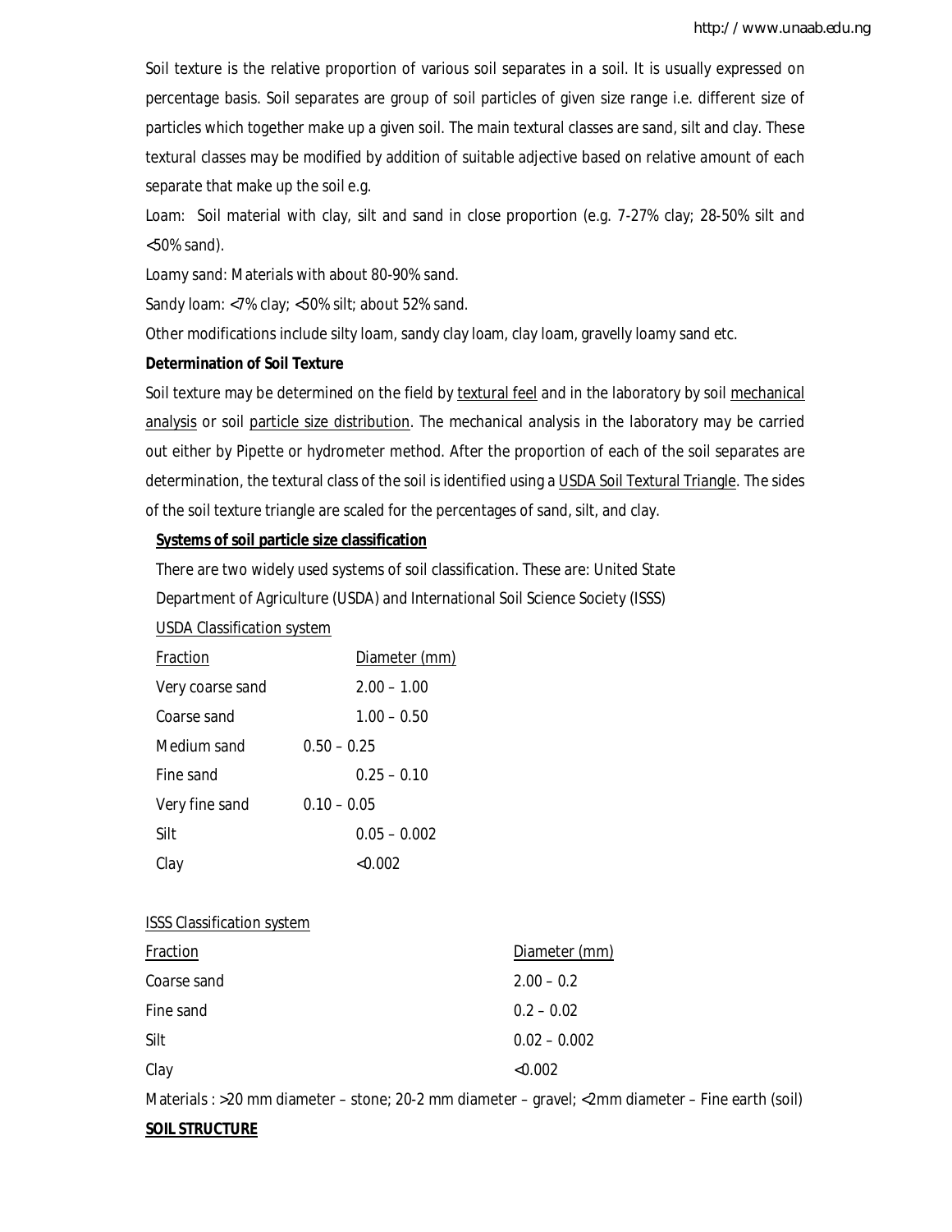Soil texture is the relative proportion of various soil separates in a soil. It is usually expressed on percentage basis. Soil separates are group of soil particles of given size range i.e. different size of particles which together make up a given soil. The main textural classes are sand, silt and clay. These textural classes may be modified by addition of suitable adjective based on relative amount of each separate that make up the soil e.g.

Loam: Soil material with clay, silt and sand in close proportion (e.g. 7-27% clay; 28-50% silt and <50% sand).

Loamy sand: Materials with about 80-90% sand.

Sandy loam: <7% clay; <50% silt; about 52% sand.

Other modifications include silty loam, sandy clay loam, clay loam, gravelly loamy sand etc.

**Determination of Soil Texture**

Soil texture may be determined on the field by textural feel and in the laboratory by soil mechanical analysis or soil particle size distribution. The mechanical analysis in the laboratory may be carried out either by Pipette or hydrometer method. After the proportion of each of the soil separates are determination, the textural class of the soil is identified using a USDA Soil Textural Triangle. The sides of the soil texture triangle are scaled for the percentages of sand, silt, and clay.

**Systems of soil particle size classification**

There are two widely used systems of soil classification. These are: United State Department of Agriculture (USDA) and International Soil Science Society (ISSS)

USDA Classification system

| Fraction | Diameter (mm) |
|---|---|
| Very coarse sand | 2.00 – 1.00 |
| Coarse sand | 1.00 – 0.50 |
| Medium sand | 0.50 – 0.25 |
| Fine sand | 0.25 – 0.10 |
| Very fine sand | 0.10 – 0.05 |
| Silt | 0.05 – 0.002 |
| Clay | <0.002 |

ISSS Classification system

| Fraction | Diameter (mm) |
|---|---|
| Coarse sand | 2.00 – 0.2 |
| Fine sand | 0.2 – 0.02 |
| Silt | 0.02 – 0.002 |
| Clay | <0.002 |

Materials : >20 mm diameter – stone; 20-2 mm diameter – gravel; <2mm diameter – Fine earth (soil)

**SOIL STRUCTURE**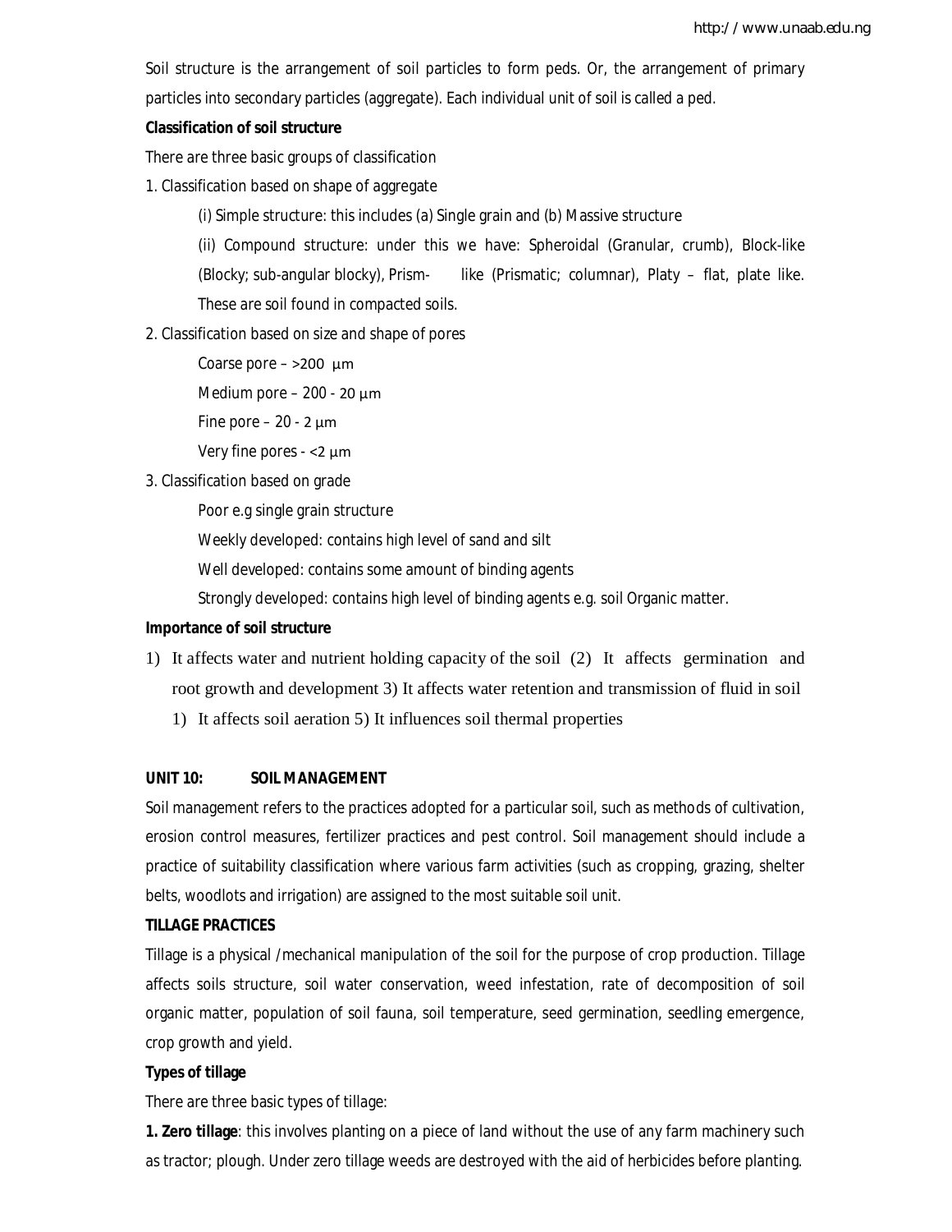Soil structure is the arrangement of soil particles to form peds. Or, the arrangement of primary particles into secondary particles (aggregate). Each individual unit of soil is called a ped.

**Classification of soil structure**

There are three basic groups of classification

1. Classification based on shape of aggregate

   (i) Simple structure: this includes (a) Single grain and (b) Massive structure

   (ii) Compound structure: under this we have: Spheroidal (Granular, crumb), Block-like (Blocky; sub-angular blocky), Prism- like (Prismatic; columnar), Platy – flat, plate like. These are soil found in compacted soils.

2. Classification based on size and shape of pores

   Coarse pore – >200 µm

   Medium pore – 200 - 20 µm

   Fine pore – 20 - 2 µm

   Very fine pores - <2 µm

3. Classification based on grade

   Poor e.g single grain structure

   Weekly developed: contains high level of sand and silt

   Well developed: contains some amount of binding agents

   Strongly developed: contains high level of binding agents e.g. soil Organic matter.

**Importance of soil structure**

1) It affects water and nutrient holding capacity of the soil (2) It affects germination and root growth and development 3) It affects water retention and transmission of fluid in soil

   1) It affects soil aeration 5) It influences soil thermal properties

**UNIT 10: SOIL MANAGEMENT**

Soil management refers to the practices adopted for a particular soil, such as methods of cultivation, erosion control measures, fertilizer practices and pest control. Soil management should include a practice of suitability classification where various farm activities (such as cropping, grazing, shelter belts, woodlots and irrigation) are assigned to the most suitable soil unit.

**TILLAGE PRACTICES**

Tillage is a physical /mechanical manipulation of the soil for the purpose of crop production. Tillage affects soils structure, soil water conservation, weed infestation, rate of decomposition of soil organic matter, population of soil fauna, soil temperature, seed germination, seedling emergence, crop growth and yield.

**Types of tillage**

There are three basic types of tillage:

**1. Zero tillage**: this involves planting on a piece of land without the use of any farm machinery such as tractor; plough. Under zero tillage weeds are destroyed with the aid of herbicides before planting.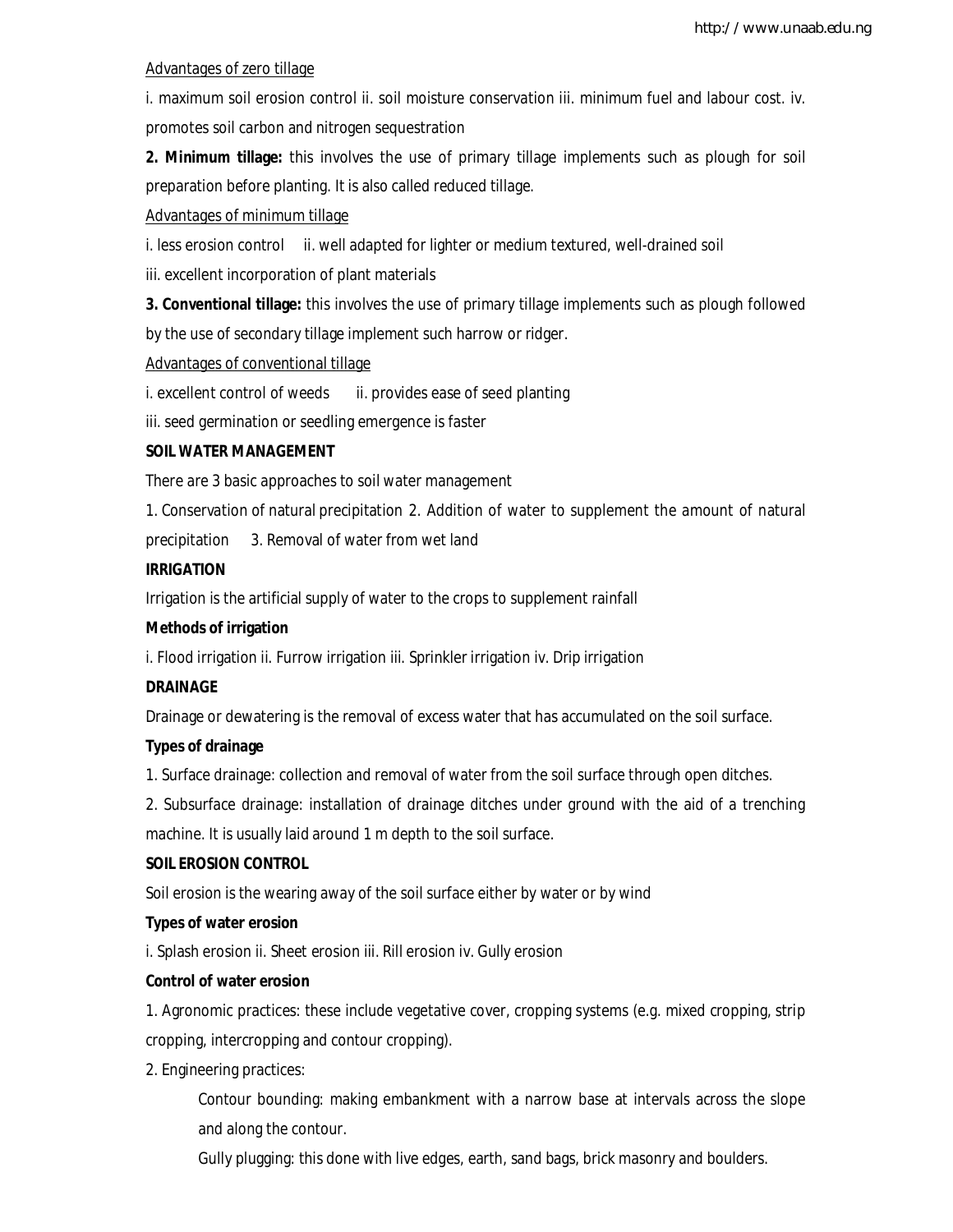Advantages of zero tillage

i. maximum soil erosion control ii. soil moisture conservation iii. minimum fuel and labour cost. iv. promotes soil carbon and nitrogen sequestration

**2. Minimum tillage:** this involves the use of primary tillage implements such as plough for soil preparation before planting. It is also called reduced tillage.

Advantages of minimum tillage

i. less erosion control ii. well adapted for lighter or medium textured, well-drained soil

iii. excellent incorporation of plant materials

**3. Conventional tillage:** this involves the use of primary tillage implements such as plough followed by the use of secondary tillage implement such harrow or ridger.

Advantages of conventional tillage

i. excellent control of weeds ii. provides ease of seed planting

iii. seed germination or seedling emergence is faster

**SOIL WATER MANAGEMENT**

There are 3 basic approaches to soil water management

1. Conservation of natural precipitation 2. Addition of water to supplement the amount of natural precipitation 3. Removal of water from wet land

**IRRIGATION**

Irrigation is the artificial supply of water to the crops to supplement rainfall

**Methods of irrigation**

i. Flood irrigation ii. Furrow irrigation iii. Sprinkler irrigation iv. Drip irrigation

**DRAINAGE**

Drainage or dewatering is the removal of excess water that has accumulated on the soil surface.

**Types of drainage**

1. Surface drainage: collection and removal of water from the soil surface through open ditches.
2. Subsurface drainage: installation of drainage ditches under ground with the aid of a trenching machine. It is usually laid around 1 m depth to the soil surface.

**SOIL EROSION CONTROL**

Soil erosion is the wearing away of the soil surface either by water or by wind

**Types of water erosion**

i. Splash erosion ii. Sheet erosion iii. Rill erosion iv. Gully erosion

**Control of water erosion**

1. Agronomic practices: these include vegetative cover, cropping systems (e.g. mixed cropping, strip cropping, intercropping and contour cropping).
2. Engineering practices:

   Contour bounding: making embankment with a narrow base at intervals across the slope and along the contour.

   Gully plugging: this done with live edges, earth, sand bags, brick masonry and boulders.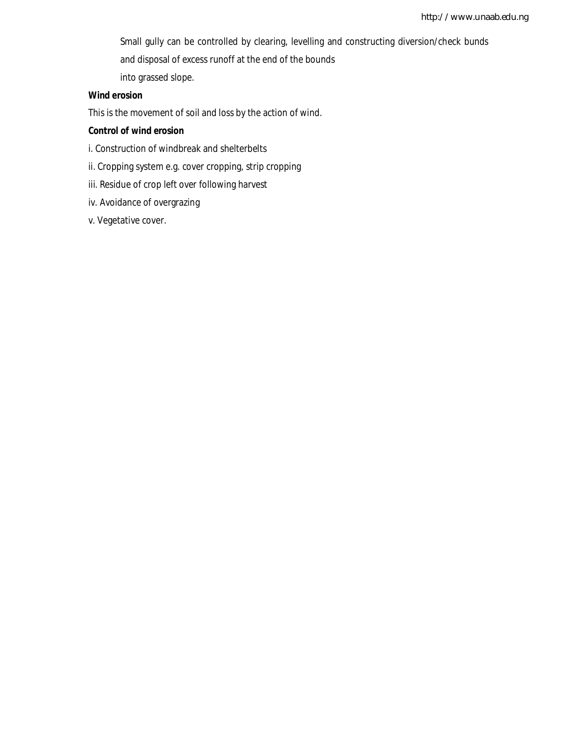Small gully can be controlled by clearing, levelling and constructing diversion/check bunds and disposal of excess runoff at the end of the bounds into grassed slope.

**Wind erosion**

This is the movement of soil and loss by the action of wind.

**Control of wind erosion**

i. Construction of windbreak and shelterbelts

ii. Cropping system e.g. cover cropping, strip cropping

iii. Residue of crop left over following harvest

iv. Avoidance of overgrazing

v. Vegetative cover.